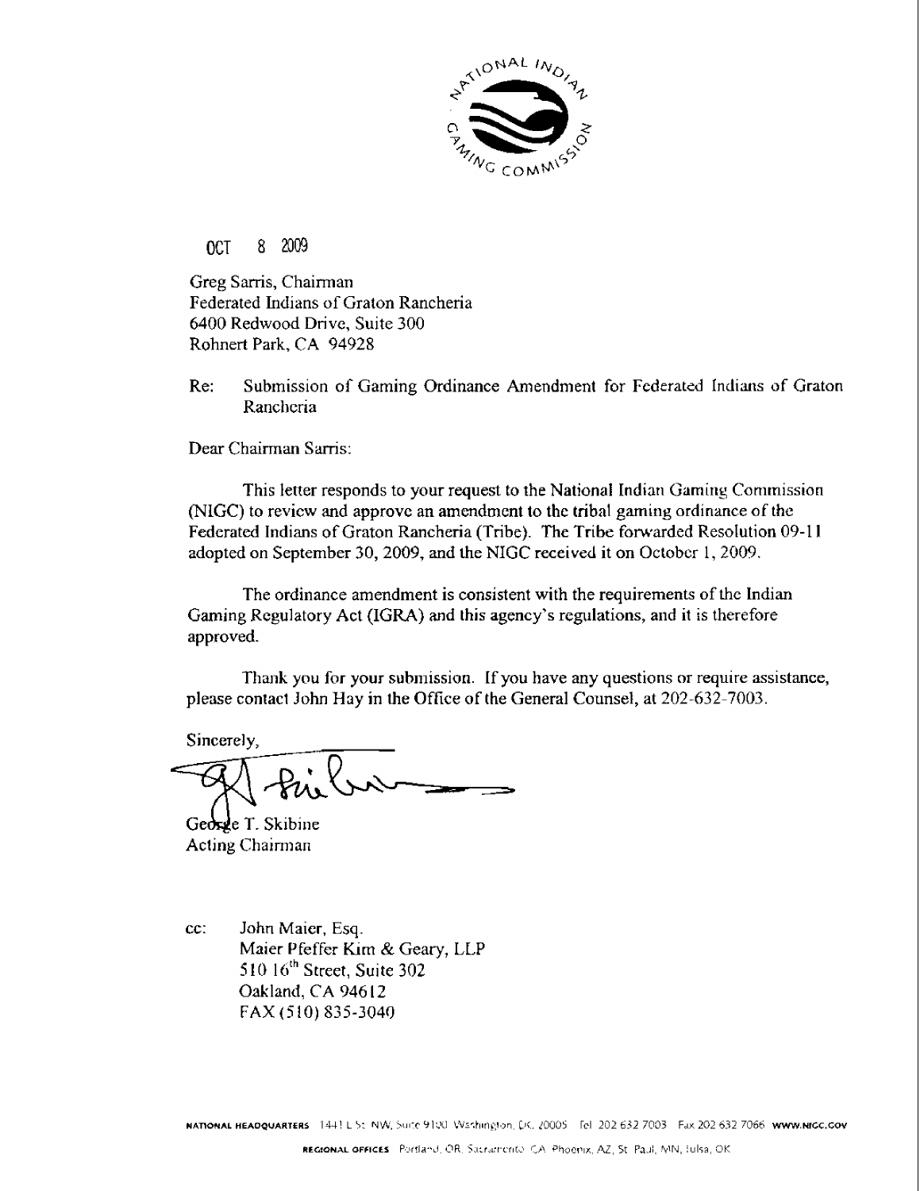OCT 8 2009

Greg Sarris, Chairman
Federated Indians of Graton Rancheria
6400 Redwood Drive, Suite 300
Rohnert Park, CA 94928

Re: Submission of Gaming Ordinance Amendment for Federated Indians of Graton Rancheria

Dear Chairman Sarris:

This letter responds to your request to the National Indian Gaming Commission (NIGC) to review and approve an amendment to the tribal gaming ordinance of the Federated Indians of Graton Rancheria (Tribe). The Tribe forwarded Resolution 09-11 adopted on September 30, 2009, and the NIGC received it on October 1, 2009.

The ordinance amendment is consistent with the requirements of the Indian Gaming Regulatory Act (IGRA) and this agency's regulations, and it is therefore approved.

Thank you for your submission. If you have any questions or require assistance, please contact John Hay in the Office of the General Counsel, at 202-632-7003.

Sincerely,

George T. Skibine
Acting Chairman

cc: John Maier, Esq.
Maier Pfeffer Kim & Geary, LLP
510 16th Street, Suite 302
Oakland, CA 94612
FAX (510) 835-3040

NATIONAL HEADQUARTERS 1441 L St. NW, Suite 9100 Washington, DC 20005 Tel 202 632 7003 Fax 202 632 7066 WWW.NIGC.GOV

REGIONAL OFFICES Portland, OR, Sacramento, CA, Phoenix, AZ, St. Paul, MN, Tulsa, OK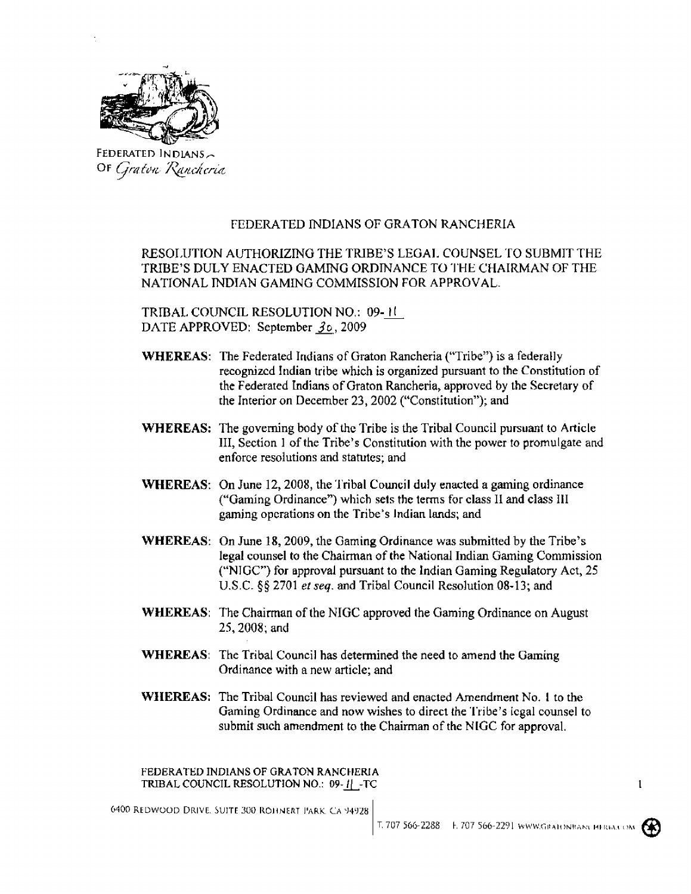FEDERATED INDIANS OF GRATON RANCHERIA

FEDERATED INDIANS OF GRATON RANCHERIA

RESOLUTION AUTHORIZING THE TRIBE'S LEGAL COUNSEL TO SUBMIT THE TRIBE'S DULY ENACTED GAMING ORDINANCE TO THE CHAIRMAN OF THE NATIONAL INDIAN GAMING COMMISSION FOR APPROVAL.

TRIBAL COUNCIL RESOLUTION NO.: 09-11
DATE APPROVED: September 30, 2009

**WHEREAS:** The Federated Indians of Graton Rancheria ("Tribe") is a federally recognized Indian tribe which is organized pursuant to the Constitution of the Federated Indians of Graton Rancheria, approved by the Secretary of the Interior on December 23, 2002 ("Constitution"); and

**WHEREAS:** The governing body of the Tribe is the Tribal Council pursuant to Article III, Section 1 of the Tribe's Constitution with the power to promulgate and enforce resolutions and statutes; and

**WHEREAS:** On June 12, 2008, the Tribal Council duly enacted a gaming ordinance ("Gaming Ordinance") which sets the terms for class II and class III gaming operations on the Tribe's Indian lands; and

**WHEREAS:** On June 18, 2009, the Gaming Ordinance was submitted by the Tribe's legal counsel to the Chairman of the National Indian Gaming Commission ("NIGC") for approval pursuant to the Indian Gaming Regulatory Act, 25 U.S.C. §§ 2701 *et seq.* and Tribal Council Resolution 08-13; and

**WHEREAS:** The Chairman of the NIGC approved the Gaming Ordinance on August 25, 2008; and

**WHEREAS:** The Tribal Council has determined the need to amend the Gaming Ordinance with a new article; and

**WHEREAS:** The Tribal Council has reviewed and enacted Amendment No. 1 to the Gaming Ordinance and now wishes to direct the Tribe's legal counsel to submit such amendment to the Chairman of the NIGC for approval.

FEDERATED INDIANS OF GRATON RANCHERIA
TRIBAL COUNCIL RESOLUTION NO.: 09-11-TC

6400 REDWOOD DRIVE, SUITE 300 ROHNERT PARK, CA 94928 | T. 707 566-2288 F. 707 566-2291 WWW.GRATONRANCHERIA.COM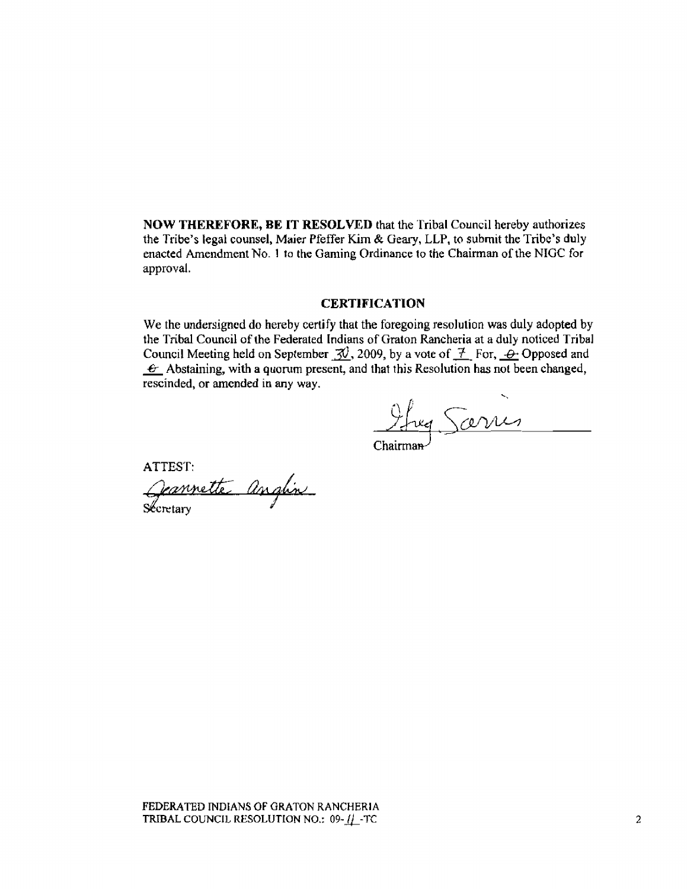**NOW THEREFORE, BE IT RESOLVED** that the Tribal Council hereby authorizes the Tribe's legal counsel, Maier Pfeffer Kim & Geary, LLP, to submit the Tribe's duly enacted Amendment No. 1 to the Gaming Ordinance to the Chairman of the NIGC for approval.

## CERTIFICATION

We the undersigned do hereby certify that the foregoing resolution was duly adopted by the Tribal Council of the Federated Indians of Graton Rancheria at a duly noticed Tribal Council Meeting held on September 30, 2009, by a vote of 7 For, 0 Opposed and 0 Abstaining, with a quorum present, and that this Resolution has not been changed, rescinded, or amended in any way.

Greg Sarris

Chairman

ATTEST:

Jeannette Anglin

Secretary

FEDERATED INDIANS OF GRATON RANCHERIA
TRIBAL COUNCIL RESOLUTION NO.: 09-11-TC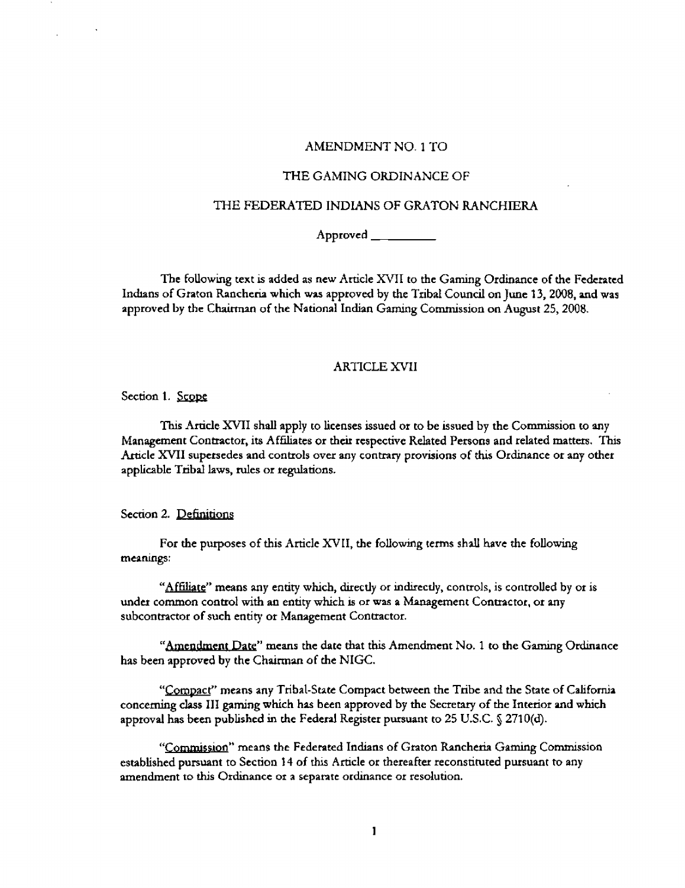AMENDMENT NO. 1 TO

THE GAMING ORDINANCE OF

THE FEDERATED INDIANS OF GRATON RANCHIERA

Approved \_\_\_\_\_\_\_\_\_\_

The following text is added as new Article XVII to the Gaming Ordinance of the Federated Indians of Graton Rancheria which was approved by the Tribal Council on June 13, 2008, and was approved by the Chairman of the National Indian Gaming Commission on August 25, 2008.

## ARTICLE XVII

Section 1. Scope

This Article XVII shall apply to licenses issued or to be issued by the Commission to any Management Contractor, its Affiliates or their respective Related Persons and related matters. This Article XVII supersedes and controls over any contrary provisions of this Ordinance or any other applicable Tribal laws, rules or regulations.

Section 2. Definitions

For the purposes of this Article XVII, the following terms shall have the following meanings:

"Affiliate" means any entity which, directly or indirectly, controls, is controlled by or is under common control with an entity which is or was a Management Contractor, or any subcontractor of such entity or Management Contractor.

"Amendment Date" means the date that this Amendment No. 1 to the Gaming Ordinance has been approved by the Chairman of the NIGC.

"Compact" means any Tribal-State Compact between the Tribe and the State of California concerning class III gaming which has been approved by the Secretary of the Interior and which approval has been published in the Federal Register pursuant to 25 U.S.C. § 2710(d).

"Commission" means the Federated Indians of Graton Rancheria Gaming Commission established pursuant to Section 14 of this Article or thereafter reconstituted pursuant to any amendment to this Ordinance or a separate ordinance or resolution.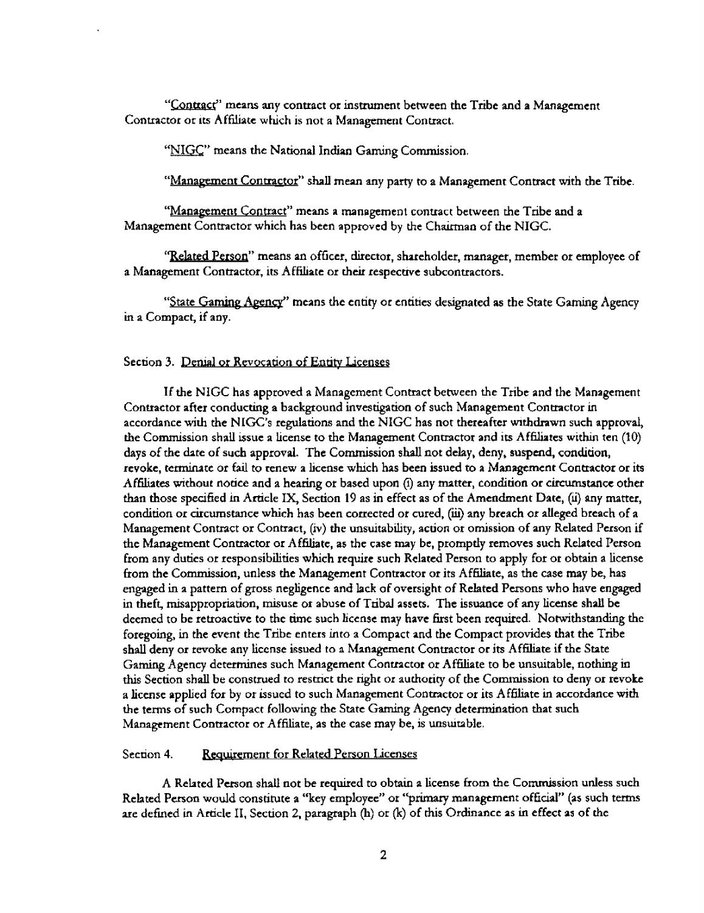"Contract" means any contract or instrument between the Tribe and a Management Contractor or its Affiliate which is not a Management Contract.

"NIGC" means the National Indian Gaming Commission.

"Management Contractor" shall mean any party to a Management Contract with the Tribe.

"Management Contract" means a management contract between the Tribe and a Management Contractor which has been approved by the Chairman of the NIGC.

"Related Person" means an officer, director, shareholder, manager, member or employee of a Management Contractor, its Affiliate or their respective subcontractors.

"State Gaming Agency" means the entity or entities designated as the State Gaming Agency in a Compact, if any.

Section 3. Denial or Revocation of Entity Licenses

If the NIGC has approved a Management Contract between the Tribe and the Management Contractor after conducting a background investigation of such Management Contractor in accordance with the NIGC's regulations and the NIGC has not thereafter withdrawn such approval, the Commission shall issue a license to the Management Contractor and its Affiliates within ten (10) days of the date of such approval. The Commission shall not delay, deny, suspend, condition, revoke, terminate or fail to renew a license which has been issued to a Management Contractor or its Affiliates without notice and a hearing or based upon (i) any matter, condition or circumstance other than those specified in Article IX, Section 19 as in effect as of the Amendment Date, (ii) any matter, condition or circumstance which has been corrected or cured, (iii) any breach or alleged breach of a Management Contract or Contract, (iv) the unsuitability, action or omission of any Related Person if the Management Contractor or Affiliate, as the case may be, promptly removes such Related Person from any duties or responsibilities which require such Related Person to apply for or obtain a license from the Commission, unless the Management Contractor or its Affiliate, as the case may be, has engaged in a pattern of gross negligence and lack of oversight of Related Persons who have engaged in theft, misappropriation, misuse or abuse of Tribal assets. The issuance of any license shall be deemed to be retroactive to the time such license may have first been required. Notwithstanding the foregoing, in the event the Tribe enters into a Compact and the Compact provides that the Tribe shall deny or revoke any license issued to a Management Contractor or its Affiliate if the State Gaming Agency determines such Management Contractor or Affiliate to be unsuitable, nothing in this Section shall be construed to restrict the right or authority of the Commission to deny or revoke a license applied for by or issued to such Management Contractor or its Affiliate in accordance with the terms of such Compact following the State Gaming Agency determination that such Management Contractor or Affiliate, as the case may be, is unsuitable.

Section 4. Requirement for Related Person Licenses

A Related Person shall not be required to obtain a license from the Commission unless such Related Person would constitute a "key employee" or "primary management official" (as such terms are defined in Article II, Section 2, paragraph (h) or (k) of this Ordinance as in effect as of the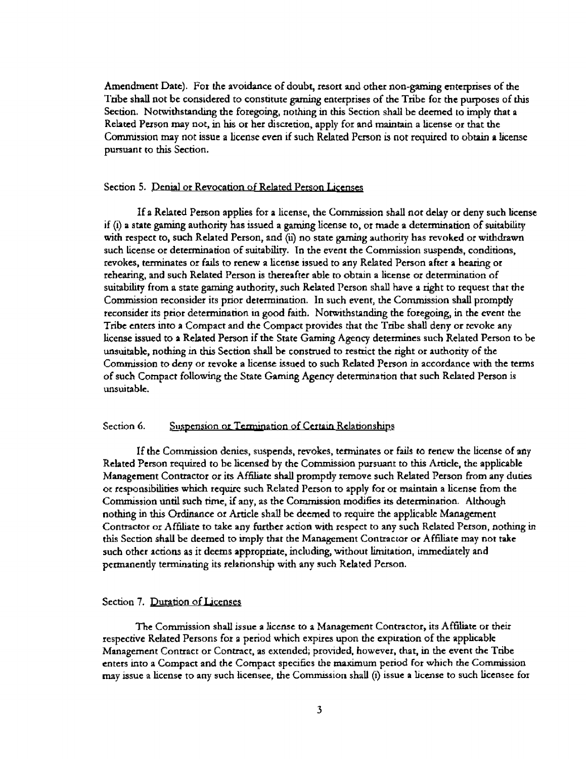Amendment Date). For the avoidance of doubt, resort and other non-gaming enterprises of the Tribe shall not be considered to constitute gaming enterprises of the Tribe for the purposes of this Section. Notwithstanding the foregoing, nothing in this Section shall be deemed to imply that a Related Person may not, in his or her discretion, apply for and maintain a license or that the Commission may not issue a license even if such Related Person is not required to obtain a license pursuant to this Section.

Section 5. Denial or Revocation of Related Person Licenses

If a Related Person applies for a license, the Commission shall not delay or deny such license if (i) a state gaming authority has issued a gaming license to, or made a determination of suitability with respect to, such Related Person, and (ii) no state gaming authority has revoked or withdrawn such license or determination of suitability. In the event the Commission suspends, conditions, revokes, terminates or fails to renew a license issued to any Related Person after a hearing or rehearing, and such Related Person is thereafter able to obtain a license or determination of suitability from a state gaming authority, such Related Person shall have a right to request that the Commission reconsider its prior determination. In such event, the Commission shall promptly reconsider its prior determination in good faith. Notwithstanding the foregoing, in the event the Tribe enters into a Compact and the Compact provides that the Tribe shall deny or revoke any license issued to a Related Person if the State Gaming Agency determines such Related Person to be unsuitable, nothing in this Section shall be construed to restrict the right or authority of the Commission to deny or revoke a license issued to such Related Person in accordance with the terms of such Compact following the State Gaming Agency determination that such Related Person is unsuitable.

Section 6. Suspension or Termination of Certain Relationships

If the Commission denies, suspends, revokes, terminates or fails to renew the license of any Related Person required to be licensed by the Commission pursuant to this Article, the applicable Management Contractor or its Affiliate shall promptly remove such Related Person from any duties or responsibilities which require such Related Person to apply for or maintain a license from the Commission until such time, if any, as the Commission modifies its determination. Although nothing in this Ordinance or Article shall be deemed to require the applicable Management Contractor or Affiliate to take any further action with respect to any such Related Person, nothing in this Section shall be deemed to imply that the Management Contractor or Affiliate may not take such other actions as it deems appropriate, including, without limitation, immediately and permanently terminating its relationship with any such Related Person.

Section 7. Duration of Licenses

The Commission shall issue a license to a Management Contractor, its Affiliate or their respective Related Persons for a period which expires upon the expiration of the applicable Management Contract or Contract, as extended; provided, however, that, in the event the Tribe enters into a Compact and the Compact specifies the maximum period for which the Commission may issue a license to any such licensee, the Commission shall (i) issue a license to such licensee for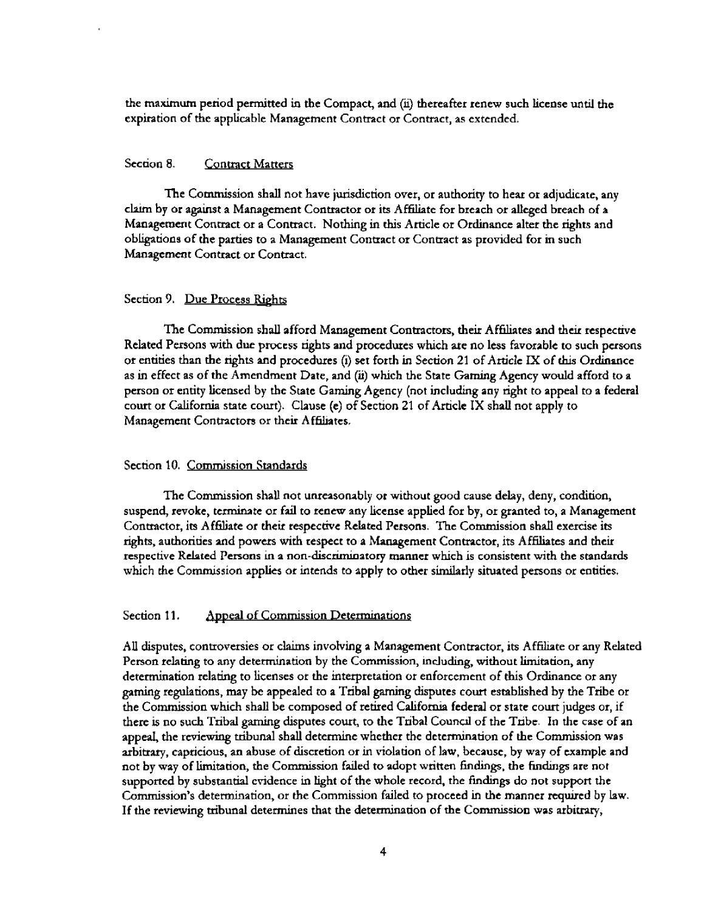the maximum period permitted in the Compact, and (ii) thereafter renew such license until the expiration of the applicable Management Contract or Contract, as extended.

### Section 8. Contract Matters

The Commission shall not have jurisdiction over, or authority to hear or adjudicate, any claim by or against a Management Contractor or its Affiliate for breach or alleged breach of a Management Contract or a Contract. Nothing in this Article or Ordinance alter the rights and obligations of the parties to a Management Contract or Contract as provided for in such Management Contract or Contract.

### Section 9. Due Process Rights

The Commission shall afford Management Contractors, their Affiliates and their respective Related Persons with due process rights and procedures which are no less favorable to such persons or entities than the rights and procedures (i) set forth in Section 21 of Article IX of this Ordinance as in effect as of the Amendment Date, and (ii) which the State Gaming Agency would afford to a person or entity licensed by the State Gaming Agency (not including any right to appeal to a federal court or California state court). Clause (e) of Section 21 of Article IX shall not apply to Management Contractors or their Affiliates.

### Section 10. Commission Standards

The Commission shall not unreasonably or without good cause delay, deny, condition, suspend, revoke, terminate or fail to renew any license applied for by, or granted to, a Management Contractor, its Affiliate or their respective Related Persons. The Commission shall exercise its rights, authorities and powers with respect to a Management Contractor, its Affiliates and their respective Related Persons in a non-discriminatory manner which is consistent with the standards which the Commission applies or intends to apply to other similarly situated persons or entities.

### Section 11. Appeal of Commission Determinations

All disputes, controversies or claims involving a Management Contractor, its Affiliate or any Related Person relating to any determination by the Commission, including, without limitation, any determination relating to licenses or the interpretation or enforcement of this Ordinance or any gaming regulations, may be appealed to a Tribal gaming disputes court established by the Tribe or the Commission which shall be composed of retired California federal or state court judges or, if there is no such Tribal gaming disputes court, to the Tribal Council of the Tribe. In the case of an appeal, the reviewing tribunal shall determine whether the determination of the Commission was arbitrary, capricious, an abuse of discretion or in violation of law, because, by way of example and not by way of limitation, the Commission failed to adopt written findings, the findings are not supported by substantial evidence in light of the whole record, the findings do not support the Commission's determination, or the Commission failed to proceed in the manner required by law. If the reviewing tribunal determines that the determination of the Commission was arbitrary,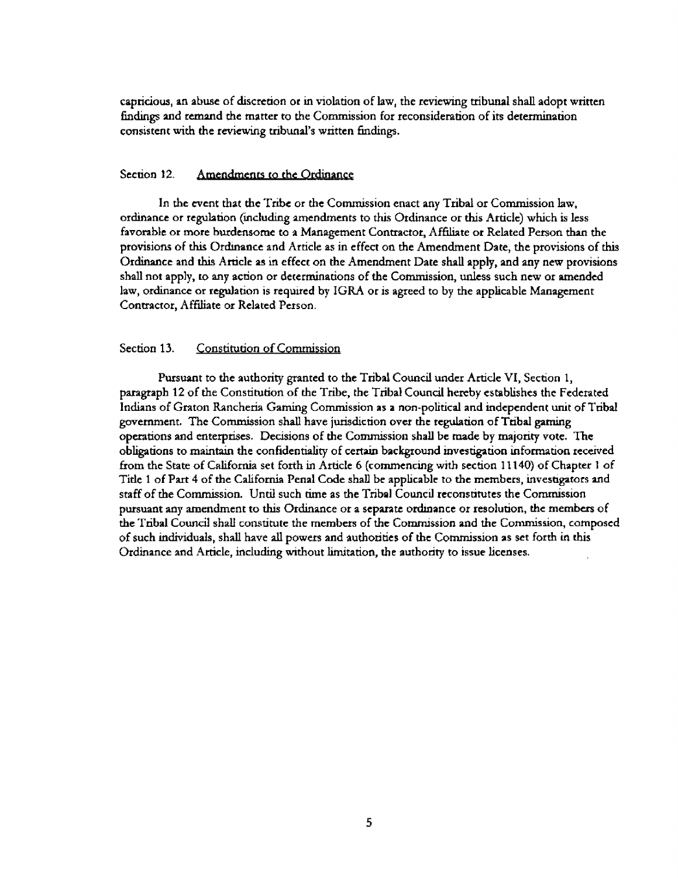capricious, an abuse of discretion or in violation of law, the reviewing tribunal shall adopt written findings and remand the matter to the Commission for reconsideration of its determination consistent with the reviewing tribunal's written findings.

### Section 12. Amendments to the Ordinance

In the event that the Tribe or the Commission enact any Tribal or Commission law, ordinance or regulation (including amendments to this Ordinance or this Article) which is less favorable or more burdensome to a Management Contractor, Affiliate or Related Person than the provisions of this Ordinance and Article as in effect on the Amendment Date, the provisions of this Ordinance and this Article as in effect on the Amendment Date shall apply, and any new provisions shall not apply, to any action or determinations of the Commission, unless such new or amended law, ordinance or regulation is required by IGRA or is agreed to by the applicable Management Contractor, Affiliate or Related Person.

### Section 13. Constitution of Commission

Pursuant to the authority granted to the Tribal Council under Article VI, Section 1, paragraph 12 of the Constitution of the Tribe, the Tribal Council hereby establishes the Federated Indians of Graton Rancheria Gaming Commission as a non-political and independent unit of Tribal government. The Commission shall have jurisdiction over the regulation of Tribal gaming operations and enterprises. Decisions of the Commission shall be made by majority vote. The obligations to maintain the confidentiality of certain background investigation information received from the State of California set forth in Article 6 (commencing with section 11140) of Chapter 1 of Title 1 of Part 4 of the California Penal Code shall be applicable to the members, investigators and staff of the Commission. Until such time as the Tribal Council reconstitutes the Commission pursuant any amendment to this Ordinance or a separate ordinance or resolution, the members of the Tribal Council shall constitute the members of the Commission and the Commission, composed of such individuals, shall have all powers and authorities of the Commission as set forth in this Ordinance and Article, including without limitation, the authority to issue licenses.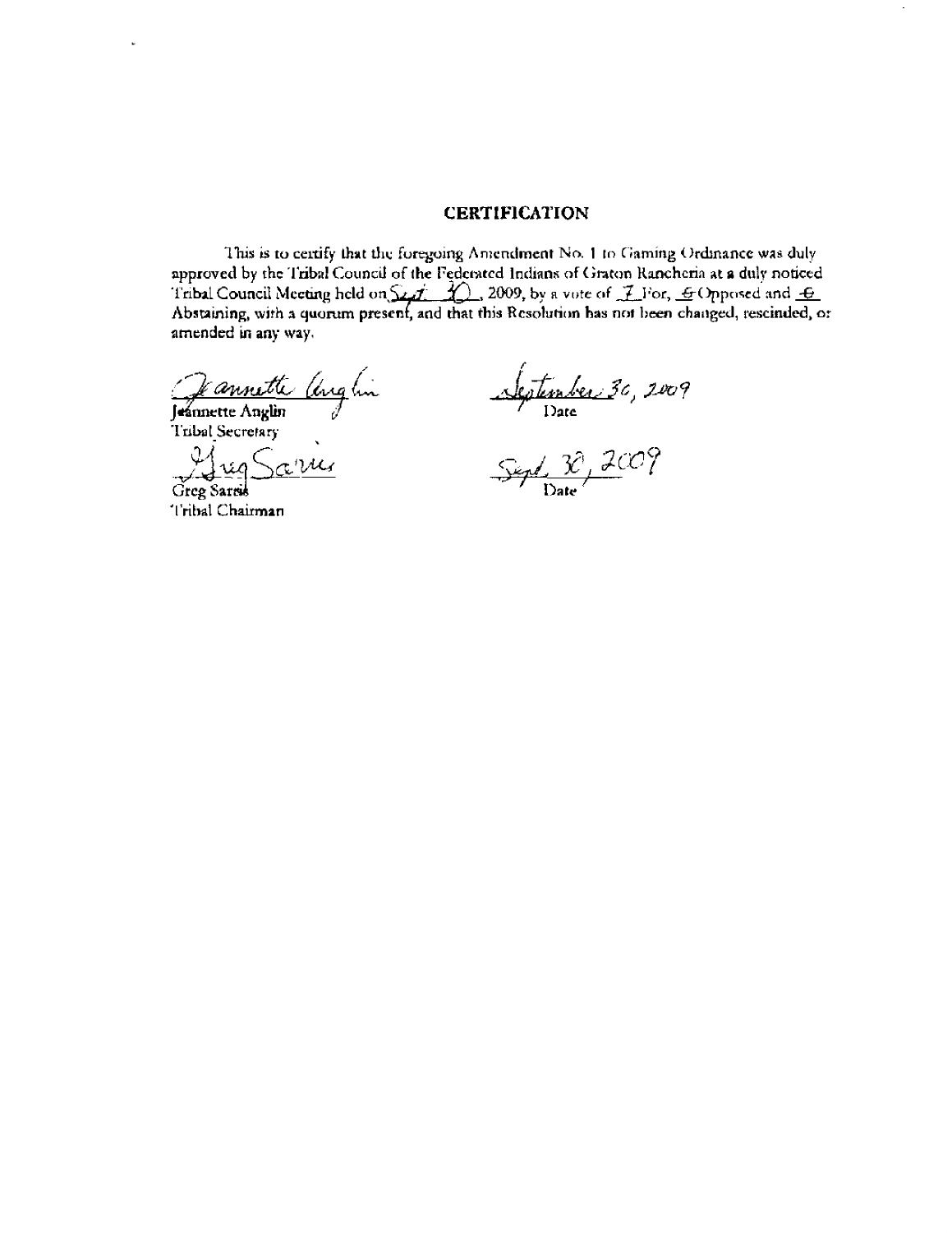## CERTIFICATION

This is to certify that the foregoing Amendment No. 1 to Gaming Ordinance was duly approved by the Tribal Council of the Federated Indians of Graton Rancheria at a duly noticed Tribal Council Meeting held on Sept 30, 2009, by a vote of 7 For, 0 Opposed and 0 Abstaining, with a quorum present, and that this Resolution has not been changed, rescinded, or amended in any way.

Jeannette Anglin
Jeannette Anglin
Tribal Secretary

September 30, 2009
Date

Greg Sarris
Greg Sarris
Tribal Chairman

Sept 30, 2009
Date